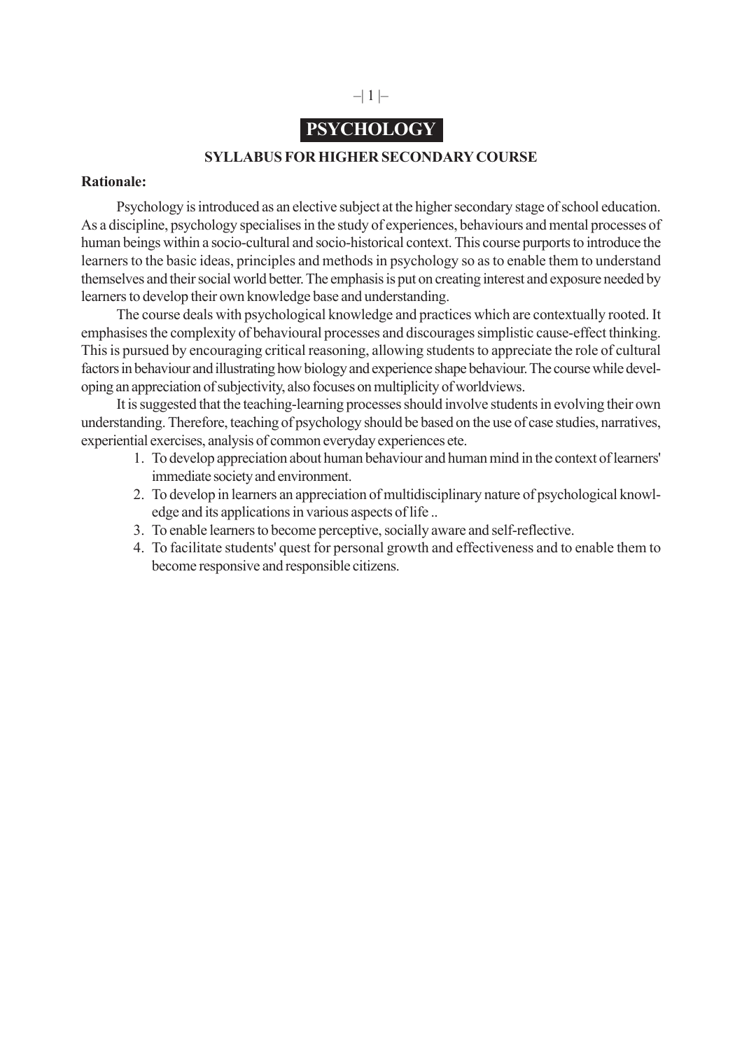# PSYCHOLOGY

## SYLLABUS FOR HIGHER SECONDARY COURSE

**Rationale:**

Psychology is introduced as an elective subject at the higher secondary stage of school education. As a discipline, psychology specialises in the study of experiences, behaviours and mental processes of human beings within a socio-cultural and socio-historical context. This course purports to introduce the learners to the basic ideas, principles and methods in psychology so as to enable them to understand themselves and their social world better. The emphasis is put on creating interest and exposure needed by learners to develop their own knowledge base and understanding.

The course deals with psychological knowledge and practices which are contextually rooted. It emphasises the complexity of behavioural processes and discourages simplistic cause-effect thinking. This is pursued by encouraging critical reasoning, allowing students to appreciate the role of cultural factors in behaviour and illustrating how biology and experience shape behaviour. The course while developing an appreciation of subjectivity, also focuses on multiplicity of worldviews.

It is suggested that the teaching-learning processes should involve students in evolving their own understanding. Therefore, teaching of psychology should be based on the use of case studies, narratives, experiential exercises, analysis of common everyday experiences ete.

1. To develop appreciation about human behaviour and human mind in the context of learners' immediate society and environment.
2. To develop in learners an appreciation of multidisciplinary nature of psychological knowledge and its applications in various aspects of life ..
3. To enable learners to become perceptive, socially aware and self-reflective.
4. To facilitate students' quest for personal growth and effectiveness and to enable them to become responsive and responsible citizens.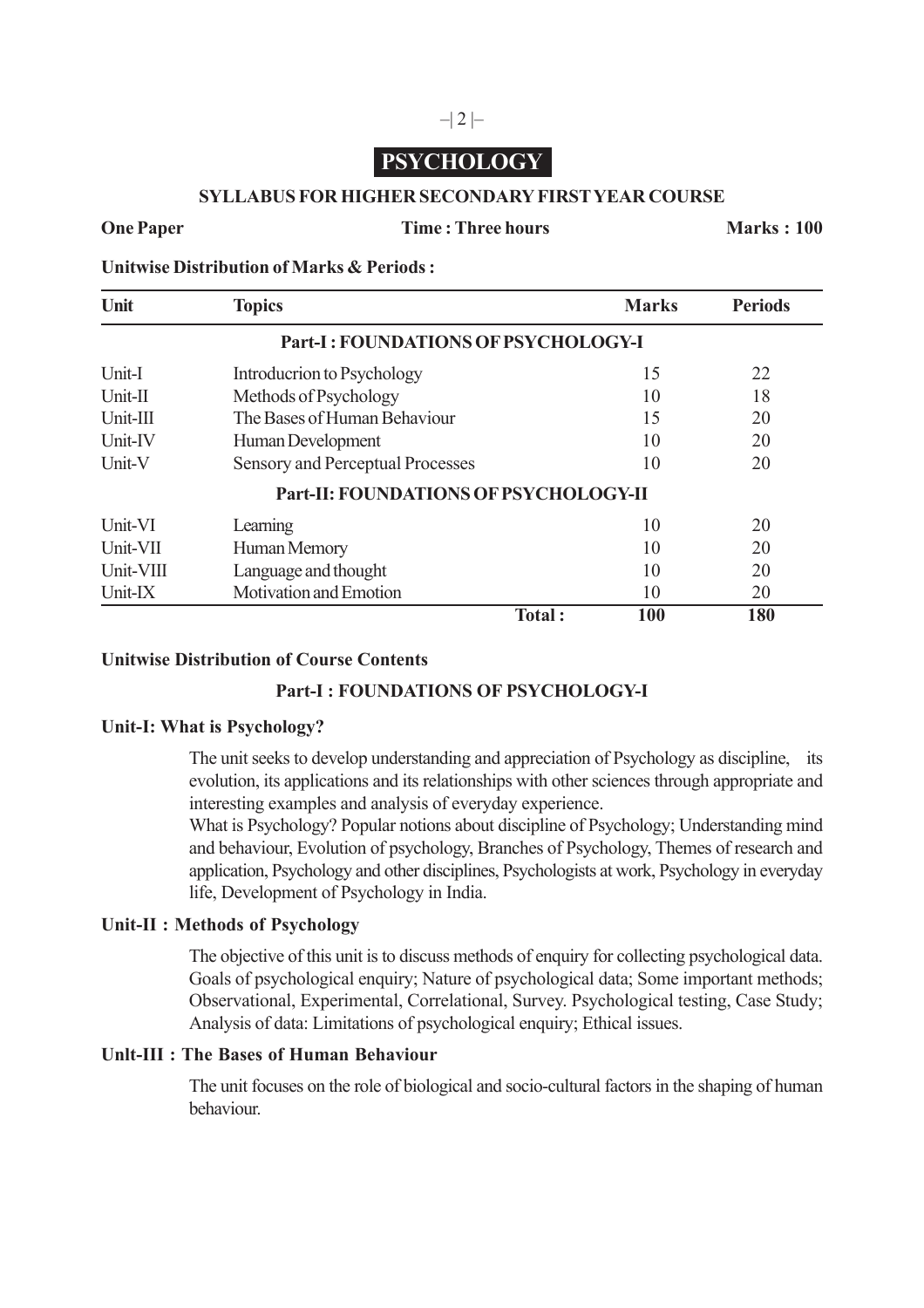# PSYCHOLOGY

## SYLLABUS FOR HIGHER SECONDARY FIRST YEAR COURSE

**One Paper** | **Time : Three hours** | **Marks : 100**

**Unitwise Distribution of Marks & Periods :**

| Unit | Topics | Marks | Periods |
|---|---|---|---|
| | **Part-I : FOUNDATIONS OF PSYCHOLOGY-I** | | |
| Unit-I | Introducrion to Psychology | 15 | 22 |
| Unit-II | Methods of Psychology | 10 | 18 |
| Unit-III | The Bases of Human Behaviour | 15 | 20 |
| Unit-IV | Human Development | 10 | 20 |
| Unit-V | Sensory and Perceptual Processes | 10 | 20 |
| | **Part-II: FOUNDATIONS OF PSYCHOLOGY-II** | | |
| Unit-VI | Learning | 10 | 20 |
| Unit-VII | Human Memory | 10 | 20 |
| Unit-VIII | Language and thought | 10 | 20 |
| Unit-IX | Motivation and Emotion | 10 | 20 |
| | **Total :** | **100** | **180** |

**Unitwise Distribution of Course Contents**

### Part-I : FOUNDATIONS OF PSYCHOLOGY-I

**Unit-I: What is Psychology?**

The unit seeks to develop understanding and appreciation of Psychology as discipline, its evolution, its applications and its relationships with other sciences through appropriate and interesting examples and analysis of everyday experience.

What is Psychology? Popular notions about discipline of Psychology; Understanding mind and behaviour, Evolution of psychology, Branches of Psychology, Themes of research and application, Psychology and other disciplines, Psychologists at work, Psychology in everyday life, Development of Psychology in India.

**Unit-II : Methods of Psychology**

The objective of this unit is to discuss methods of enquiry for collecting psychological data. Goals of psychological enquiry; Nature of psychological data; Some important methods; Observational, Experimental, Correlational, Survey. Psychological testing, Case Study; Analysis of data: Limitations of psychological enquiry; Ethical issues.

**Unlt-III : The Bases of Human Behaviour**

The unit focuses on the role of biological and socio-cultural factors in the shaping of human behaviour.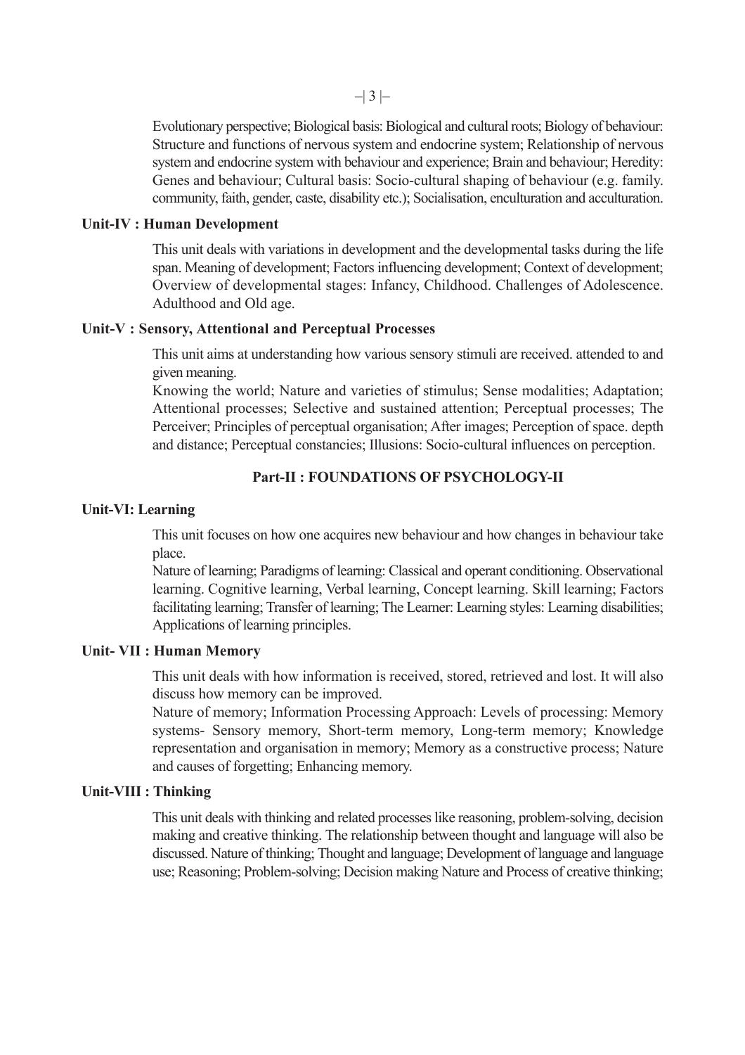Evolutionary perspective; Biological basis: Biological and cultural roots; Biology of behaviour: Structure and functions of nervous system and endocrine system; Relationship of nervous system and endocrine system with behaviour and experience; Brain and behaviour; Heredity: Genes and behaviour; Cultural basis: Socio-cultural shaping of behaviour (e.g. family. community, faith, gender, caste, disability etc.); Socialisation, enculturation and acculturation.

### Unit-IV : Human Development

This unit deals with variations in development and the developmental tasks during the life span. Meaning of development; Factors influencing development; Context of development; Overview of developmental stages: Infancy, Childhood. Challenges of Adolescence. Adulthood and Old age.

### Unit-V : Sensory, Attentional and Perceptual Processes

This unit aims at understanding how various sensory stimuli are received. attended to and given meaning.

Knowing the world; Nature and varieties of stimulus; Sense modalities; Adaptation; Attentional processes; Selective and sustained attention; Perceptual processes; The Perceiver; Principles of perceptual organisation; After images; Perception of space. depth and distance; Perceptual constancies; Illusions: Socio-cultural influences on perception.

## Part-II : FOUNDATIONS OF PSYCHOLOGY-II

### Unit-VI: Learning

This unit focuses on how one acquires new behaviour and how changes in behaviour take place.

Nature of learning; Paradigms of learning: Classical and operant conditioning. Observational learning. Cognitive learning, Verbal learning, Concept learning. Skill learning; Factors facilitating learning; Transfer of learning; The Learner: Learning styles: Learning disabilities; Applications of learning principles.

### Unit- VII : Human Memory

This unit deals with how information is received, stored, retrieved and lost. It will also discuss how memory can be improved.

Nature of memory; Information Processing Approach: Levels of processing: Memory systems- Sensory memory, Short-term memory, Long-term memory; Knowledge representation and organisation in memory; Memory as a constructive process; Nature and causes of forgetting; Enhancing memory.

### Unit-VIII : Thinking

This unit deals with thinking and related processes like reasoning, problem-solving, decision making and creative thinking. The relationship between thought and language will also be discussed. Nature of thinking; Thought and language; Development of language and language use; Reasoning; Problem-solving; Decision making Nature and Process of creative thinking;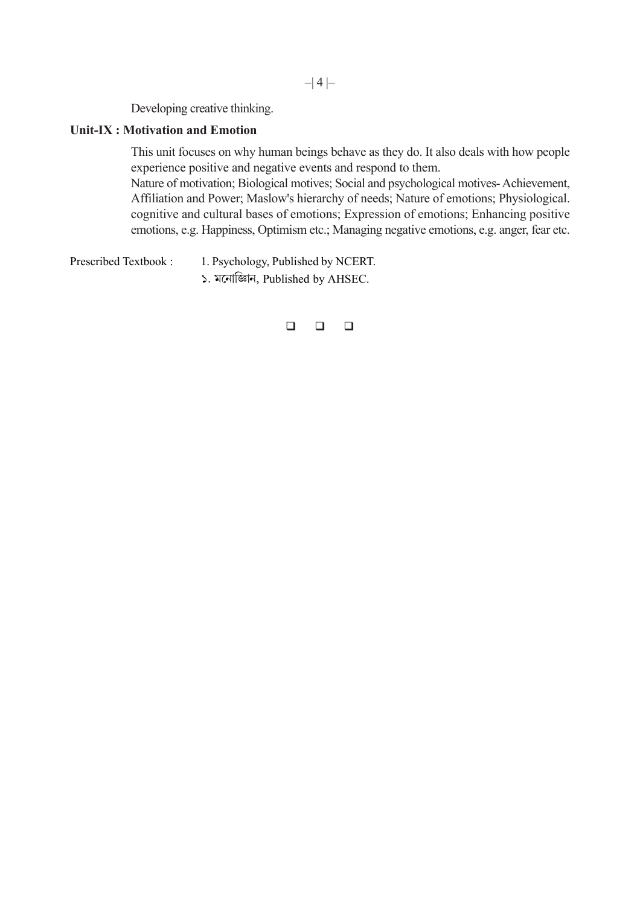Developing creative thinking.

**Unit-IX : Motivation and Emotion**

This unit focuses on why human beings behave as they do. It also deals with how people experience positive and negative events and respond to them.
Nature of motivation; Biological motives; Social and psychological motives- Achievement, Affiliation and Power; Maslow's hierarchy of needs; Nature of emotions; Physiological. cognitive and cultural bases of emotions; Expression of emotions; Enhancing positive emotions, e.g. Happiness, Optimism etc.; Managing negative emotions, e.g. anger, fear etc.

Prescribed Textbook : 1. Psychology, Published by NCERT.
১. মনোবিজ্ঞান, Published by AHSEC.

❑ ❑ ❑